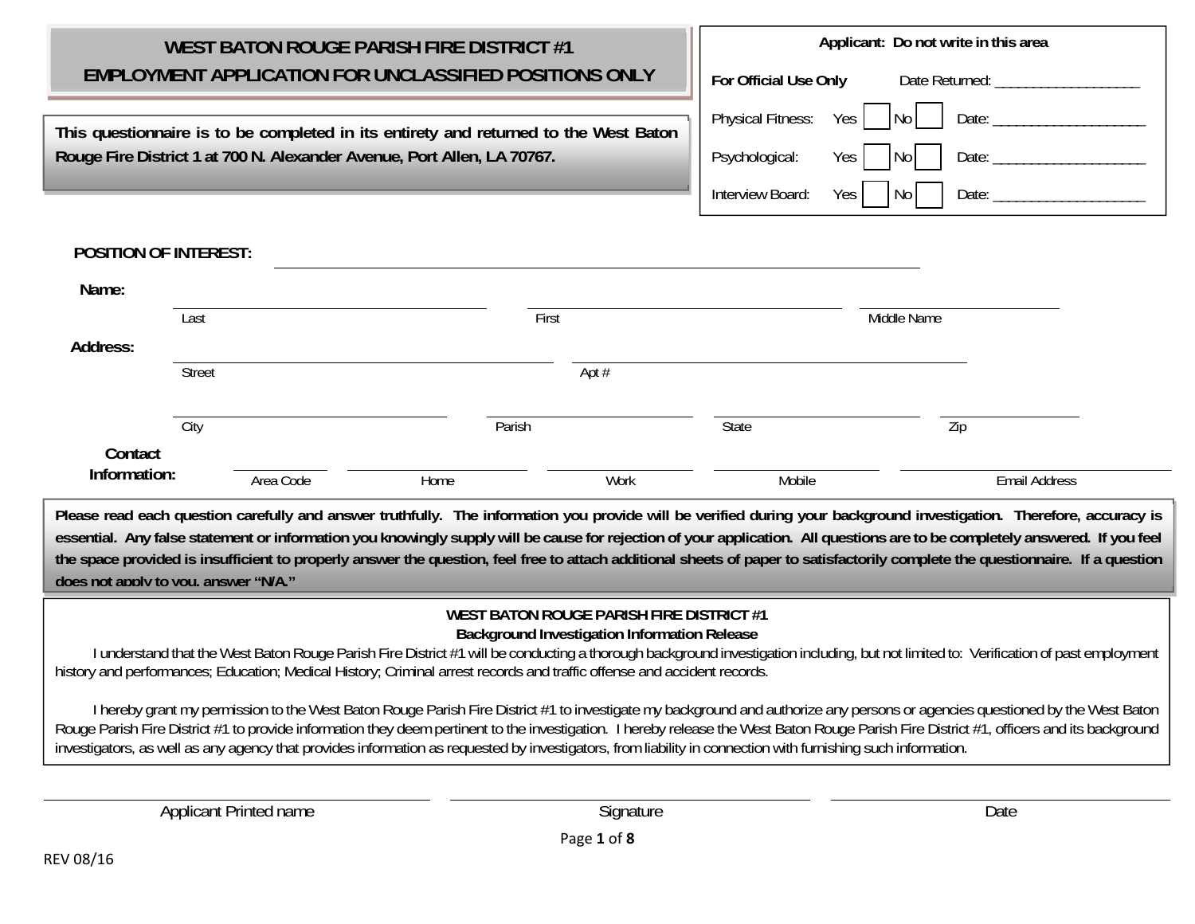# WEST BATON ROUGE PARISH FIRE DISTRICT #1
## EMPLOYMENT APPLICATION FOR UNCLASSIFIED POSITIONS ONLY

**This questionnaire is to be completed in its entirety and returned to the West Baton Rouge Fire District 1 at 700 N. Alexander Avenue, Port Allen, LA 70767.**

| **Applicant: Do not write in this area** | | | |
|---|---|---|---|
| **For Official Use Only** | Date Returned: ___________________ | | |
| Physical Fitness: | Yes ☐ | No ☐ | Date: ___________________ |
| Psychological: | Yes ☐ | No ☐ | Date: ___________________ |
| Interview Board: | Yes ☐ | No ☐ | Date: ___________________ |

**POSITION OF INTEREST:** ____________________________________________

**Name:**

| Last | First | Middle Name |
|---|---|---|
| | | |

**Address:**

| Street | Apt # |
|---|---|
| | |

| City | Parish | State | Zip |
|---|---|---|---|
| | | | |

**Contact Information:**

| Area Code | Home | Work | Mobile | Email Address |
|---|---|---|---|---|
| | | | | |

**Please read each question carefully and answer truthfully. The information you provide will be verified during your background investigation. Therefore, accuracy is essential. Any false statement or information you knowingly supply will be cause for rejection of your application. All questions are to be completely answered. If you feel the space provided is insufficient to properly answer the question, feel free to attach additional sheets of paper to satisfactorily complete the questionnaire. If a question does not apply to you, answer "N/A."**

**WEST BATON ROUGE PARISH FIRE DISTRICT #1**
**Background Investigation Information Release**

I understand that the West Baton Rouge Parish Fire District #1 will be conducting a thorough background investigation including, but not limited to: Verification of past employment history and performances; Education; Medical History; Criminal arrest records and traffic offense and accident records.

I hereby grant my permission to the West Baton Rouge Parish Fire District #1 to investigate my background and authorize any persons or agencies questioned by the West Baton Rouge Parish Fire District #1 to provide information they deem pertinent to the investigation. I hereby release the West Baton Rouge Parish Fire District #1, officers and its background investigators, as well as any agency that provides information as requested by investigators, from liability in connection with furnishing such information.

| Applicant Printed name | Signature | Date |
|---|---|---|
| | | |

REV 08/16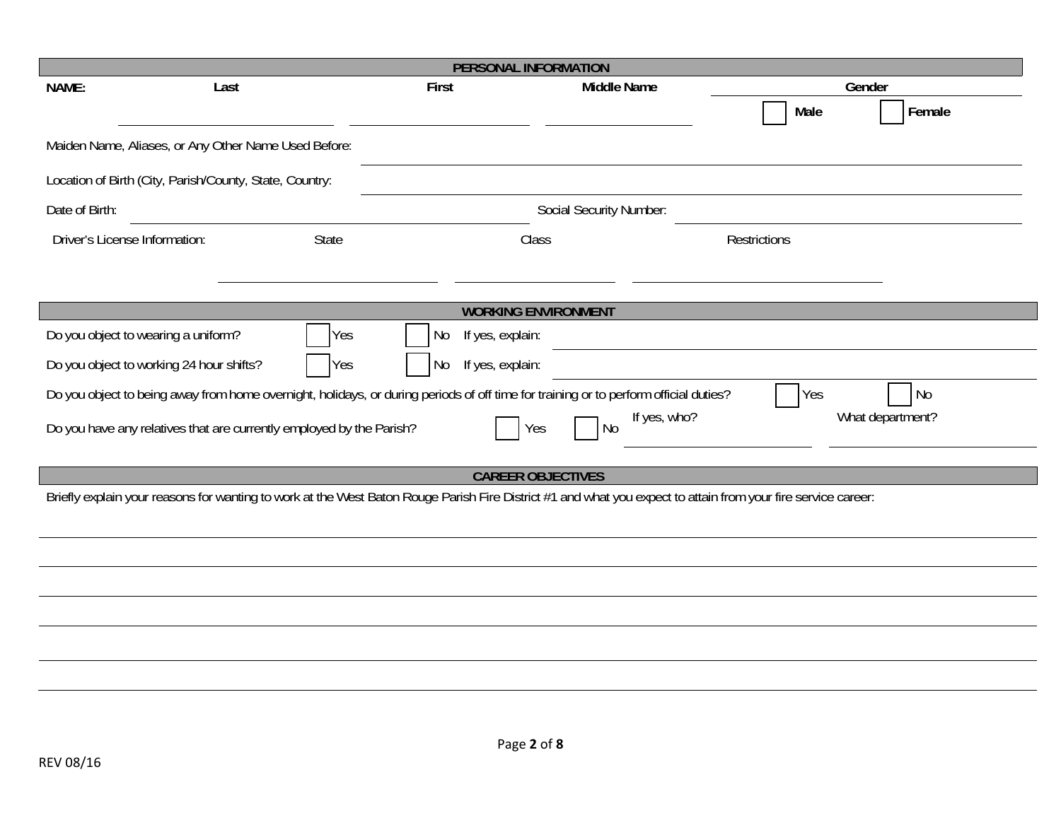## PERSONAL INFORMATION

**NAME:** **Last** \_\_\_\_\_\_\_\_\_\_ **First** \_\_\_\_\_\_\_\_\_\_ **Middle Name** \_\_\_\_\_\_\_\_\_\_

**Gender** ☐ **Male** ☐ **Female**

Maiden Name, Aliases, or Any Other Name Used Before: \_\_\_\_\_\_\_\_\_\_

Location of Birth (City, Parish/County, State, Country: \_\_\_\_\_\_\_\_\_\_

Date of Birth: \_\_\_\_\_\_\_\_\_\_ Social Security Number: \_\_\_\_\_\_\_\_\_\_

Driver's License Information: State \_\_\_\_\_\_\_\_\_\_ Class \_\_\_\_\_\_\_\_\_\_ Restrictions \_\_\_\_\_\_\_\_\_\_

## WORKING ENVIRONMENT

Do you object to wearing a uniform? ☐ Yes ☐ No If yes, explain: \_\_\_\_\_\_\_\_\_\_

Do you object to working 24 hour shifts? ☐ Yes ☐ No If yes, explain: \_\_\_\_\_\_\_\_\_\_

Do you object to being away from home overnight, holidays, or during periods of off time for training or to perform official duties? ☐ Yes ☐ No

Do you have any relatives that are currently employed by the Parish? ☐ Yes ☐ No If yes, who? \_\_\_\_\_\_\_\_\_\_ What department? \_\_\_\_\_\_\_\_\_\_

## CAREER OBJECTIVES

Briefly explain your reasons for wanting to work at the West Baton Rouge Parish Fire District #1 and what you expect to attain from your fire service career:

\_\_\_\_\_\_\_\_\_\_

\_\_\_\_\_\_\_\_\_\_

\_\_\_\_\_\_\_\_\_\_

\_\_\_\_\_\_\_\_\_\_

\_\_\_\_\_\_\_\_\_\_

\_\_\_\_\_\_\_\_\_\_

REV 08/16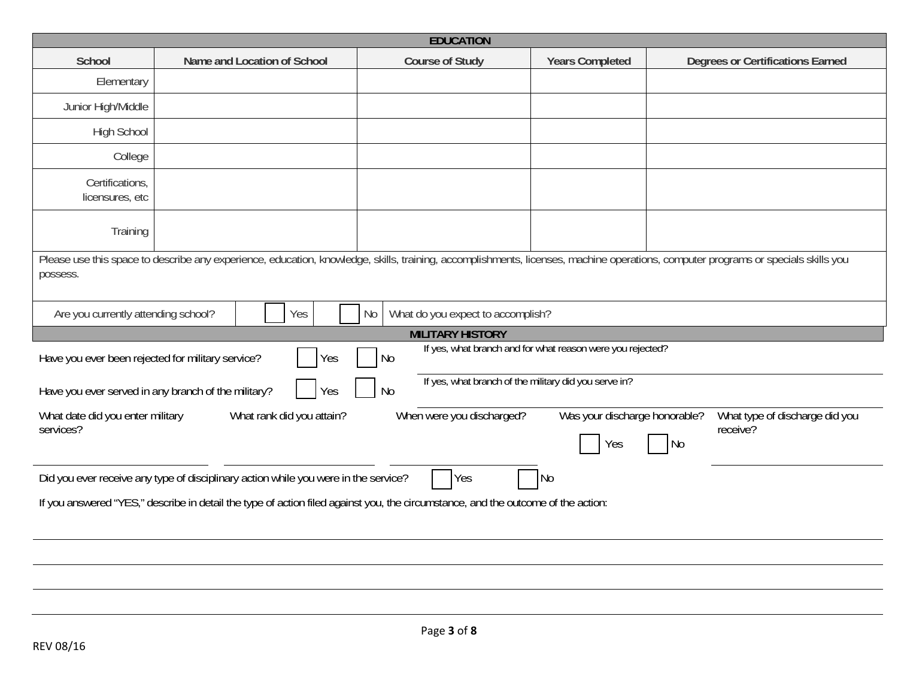## EDUCATION

| School | Name and Location of School | Course of Study | Years Completed | Degrees or Certifications Earned |
|---|---|---|---|---|
| Elementary | | | | |
| Junior High/Middle | | | | |
| High School | | | | |
| College | | | | |
| Certifications, licensures, etc | | | | |
| Training | | | | |

Please use this space to describe any experience, education, knowledge, skills, training, accomplishments, licenses, machine operations, computer programs or specials skills you possess.

Are you currently attending school? ☐ Yes ☐ No What do you expect to accomplish?

## MILITARY HISTORY

Have you ever been rejected for military service? ☐ Yes ☐ No If yes, what branch and for what reason were you rejected?

Have you ever served in any branch of the military? ☐ Yes ☐ No If yes, what branch of the military did you serve in?

What date did you enter military services? | What rank did you attain? | When were you discharged? | Was your discharge honorable? ☐ Yes ☐ No | What type of discharge did you receive?

Did you ever receive any type of disciplinary action while you were in the service? ☐ Yes ☐ No

If you answered "YES," describe in detail the type of action filed against you, the circumstance, and the outcome of the action:

REV 08/16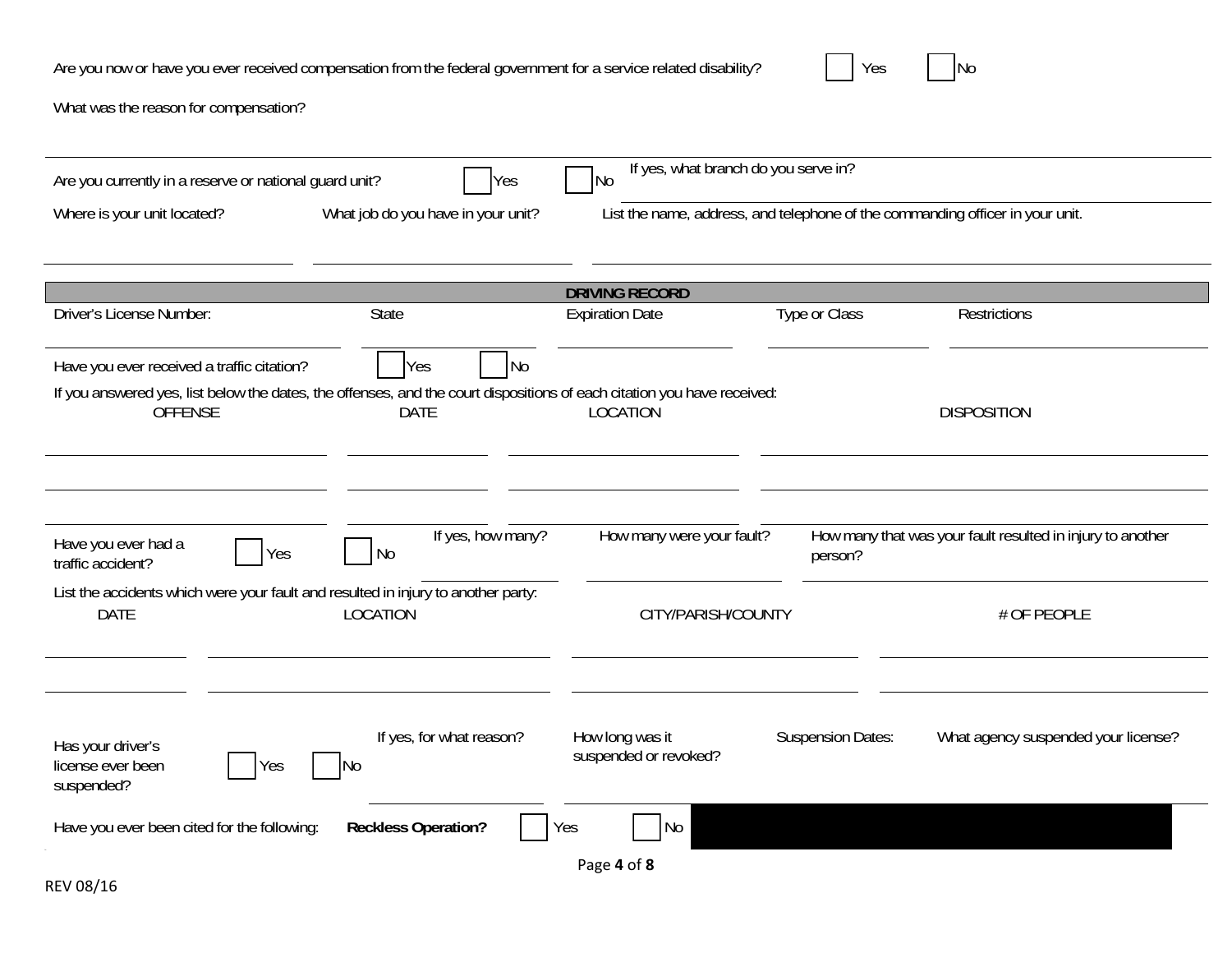Are you now or have you ever received compensation from the federal government for a service related disability? ☐ Yes ☐ No

What was the reason for compensation?

Are you currently in a reserve or national guard unit? ☐ Yes ☐ No

If yes, what branch do you serve in?

| Where is your unit located? | What job do you have in your unit? | List the name, address, and telephone of the commanding officer in your unit. |
| --- | --- | --- |
| | | |

## DRIVING RECORD

| Driver's License Number: | State | Expiration Date | Type or Class | Restrictions |
| --- | --- | --- | --- | --- |
| | | | | |

Have you ever received a traffic citation? ☐ Yes ☐ No

If you answered yes, list below the dates, the offenses, and the court dispositions of each citation you have received:

| OFFENSE | DATE | LOCATION | DISPOSITION |
| --- | --- | --- | --- |
| | | | |
| | | | |
| | | | |

Have you ever had a traffic accident? ☐ Yes ☐ No

| If yes, how many? | How many were your fault? | How many that was your fault resulted in injury to another person? |
| --- | --- | --- |
| | | |

List the accidents which were your fault and resulted in injury to another party:

| DATE | LOCATION | CITY/PARISH/COUNTY | # OF PEOPLE |
| --- | --- | --- | --- |
| | | | |
| | | | |

Has your driver's license ever been suspended? ☐ Yes ☐ No

| If yes, for what reason? | How long was it suspended or revoked? | Suspension Dates: | What agency suspended your license? |
| --- | --- | --- | --- |
| | | | |

Have you ever been cited for the following: **Reckless Operation?** ☐ Yes ☐ No

REV 08/16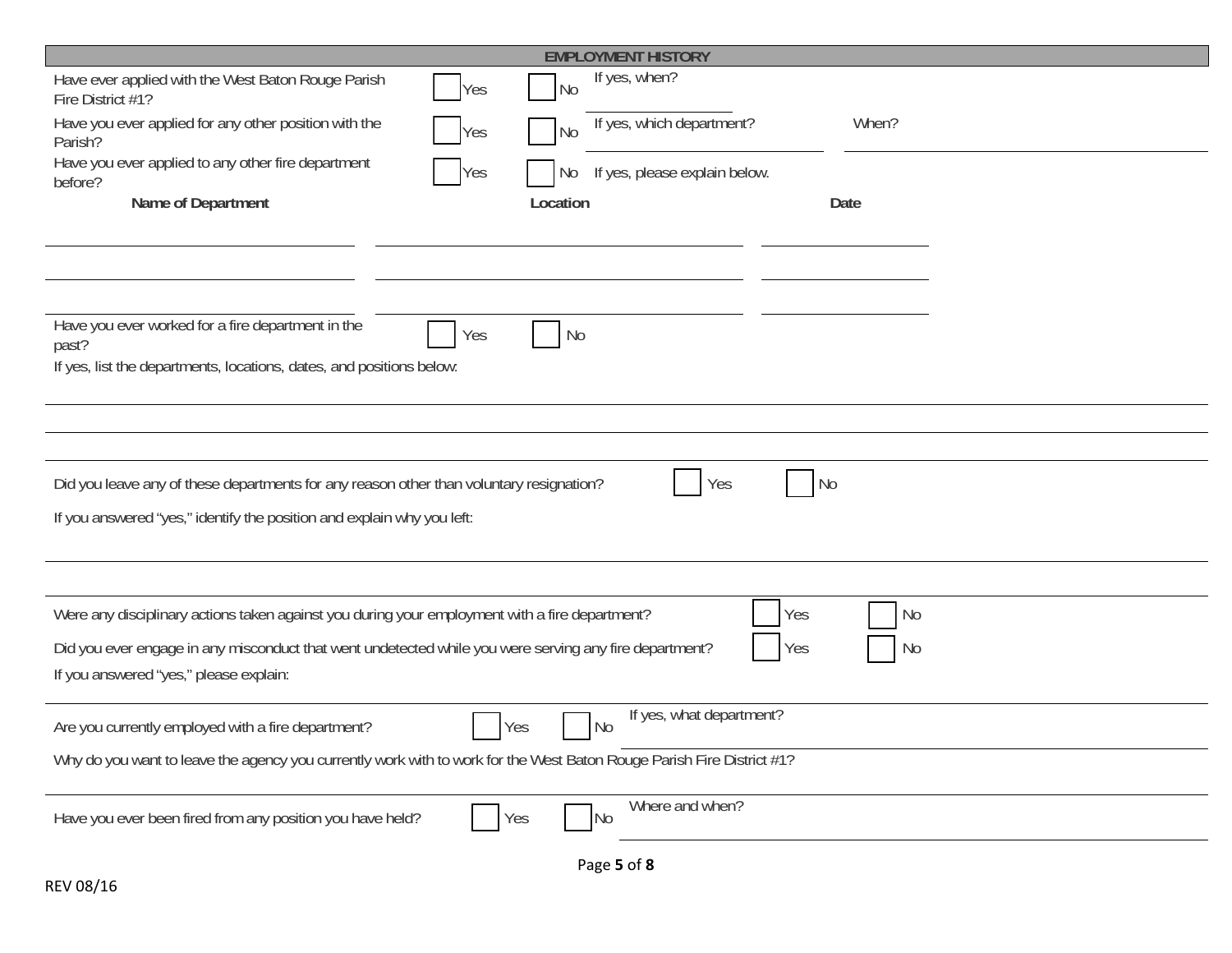## EMPLOYMENT HISTORY

Have ever applied with the West Baton Rouge Parish Fire District #1? ☐ Yes ☐ No If yes, when? ____________

Have you ever applied for any other position with the Parish? ☐ Yes ☐ No If yes, which department? ____________ When? ____________

Have you ever applied to any other fire department before? ☐ Yes ☐ No If yes, please explain below.

| Name of Department | Location | Date |
|---|---|---|
| | | |
| | | |
| | | |

Have you ever worked for a fire department in the past? ☐ Yes ☐ No

If yes, list the departments, locations, dates, and positions below:

______________________________________________

______________________________________________

______________________________________________

Did you leave any of these departments for any reason other than voluntary resignation? ☐ Yes ☐ No

If you answered "yes," identify the position and explain why you left:

______________________________________________

______________________________________________

Were any disciplinary actions taken against you during your employment with a fire department? ☐ Yes ☐ No

Did you ever engage in any misconduct that went undetected while you were serving any fire department? ☐ Yes ☐ No

If you answered "yes," please explain:

______________________________________________

Are you currently employed with a fire department? ☐ Yes ☐ No If yes, what department? ____________

Why do you want to leave the agency you currently work with to work for the West Baton Rouge Parish Fire District #1?

______________________________________________

Have you ever been fired from any position you have held? ☐ Yes ☐ No Where and when? ____________

REV 08/16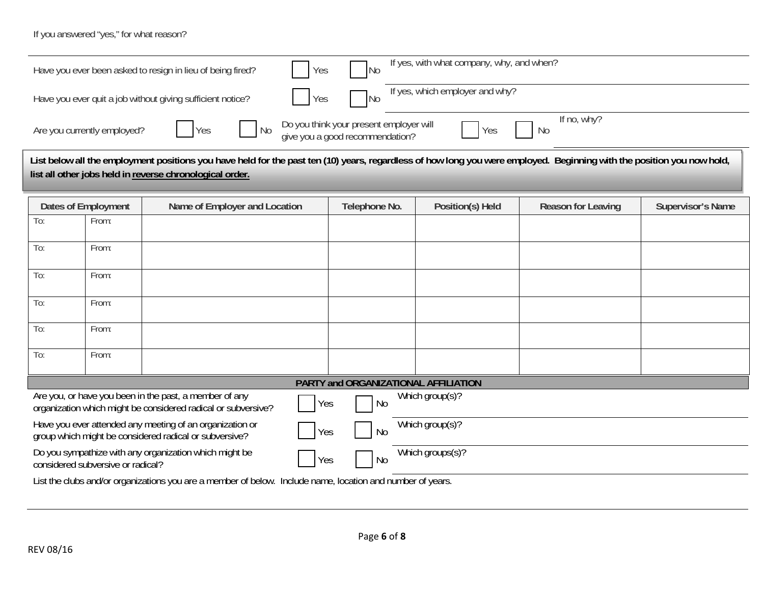If you answered "yes," for what reason?

Have you ever been asked to resign in lieu of being fired? ☐ Yes ☐ No If yes, with what company, why, and when?

Have you ever quit a job without giving sufficient notice? ☐ Yes ☐ No If yes, which employer and why?

Are you currently employed? ☐ Yes ☐ No Do you think your present employer will give you a good recommendation? ☐ Yes ☐ No If no, why?

**List below all the employment positions you have held for the past ten (10) years, regardless of how long you were employed. Beginning with the position you now hold, list all other jobs held in <u>reverse chronological order.</u>**

| Dates of Employment | | Name of Employer and Location | Telephone No. | Position(s) Held | Reason for Leaving | Supervisor's Name |
|---|---|---|---|---|---|---|
| To: | From: | | | | | |
| To: | From: | | | | | |
| To: | From: | | | | | |
| To: | From: | | | | | |
| To: | From: | | | | | |
| To: | From: | | | | | |

## PARTY and ORGANIZATIONAL AFFILIATION

Are you, or have you been in the past, a member of any organization which might be considered radical or subversive? ☐ Yes ☐ No Which group(s)?

Have you ever attended any meeting of an organization or group which might be considered radical or subversive? ☐ Yes ☐ No Which group(s)?

Do you sympathize with any organization which might be considered subversive or radical? ☐ Yes ☐ No Which groups(s)?

List the clubs and/or organizations you are a member of below. Include name, location and number of years.

REV 08/16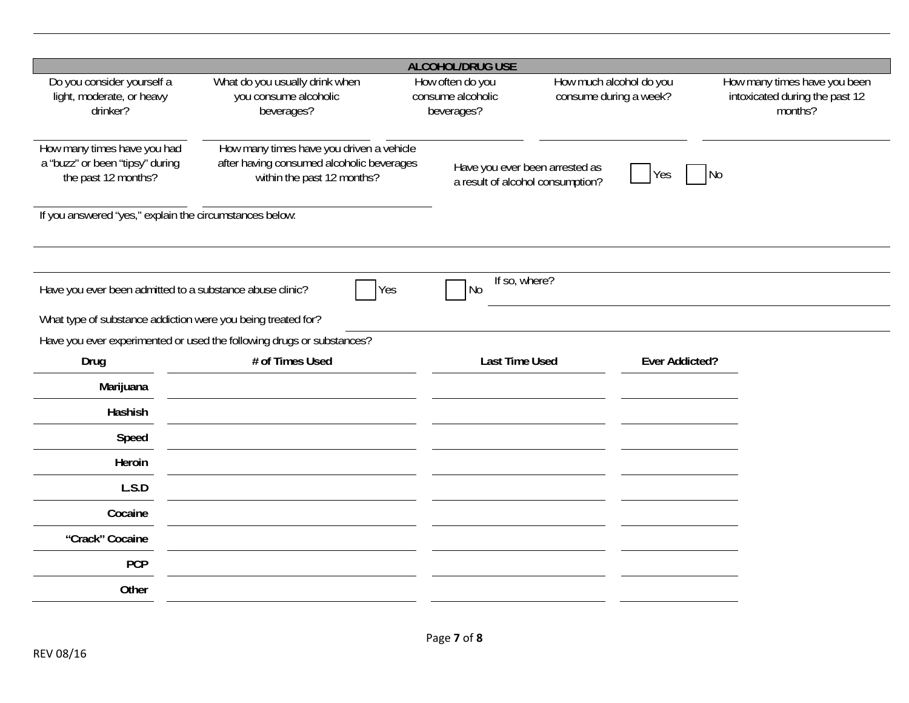## ALCOHOL/DRUG USE

| Do you consider yourself a light, moderate, or heavy drinker? | What do you usually drink when you consume alcoholic beverages? | How often do you consume alcoholic beverages? | How much alcohol do you consume during a week? | How many times have you been intoxicated during the past 12 months? |
|---|---|---|---|---|
| | | | | |

| How many times have you had a "buzz" or been "tipsy" during the past 12 months? | How many times have you driven a vehicle after having consumed alcoholic beverages within the past 12 months? |
|---|---|
| | |

Have you ever been arrested as a result of alcohol consumption? ☐ Yes ☐ No

If you answered "yes," explain the circumstances below:

______________________________________________

______________________________________________

Have you ever been admitted to a substance abuse clinic? ☐ Yes ☐ No If so, where? ______________________

What type of substance addiction were you being treated for? ______________________

Have you ever experimented or used the following drugs or substances?

| Drug | # of Times Used | Last Time Used | Ever Addicted? |
|---|---|---|---|
| **Marijuana** | | | |
| **Hashish** | | | |
| **Speed** | | | |
| **Heroin** | | | |
| **L.S.D** | | | |
| **Cocaine** | | | |
| **"Crack" Cocaine** | | | |
| **PCP** | | | |
| **Other** | | | |

REV 08/16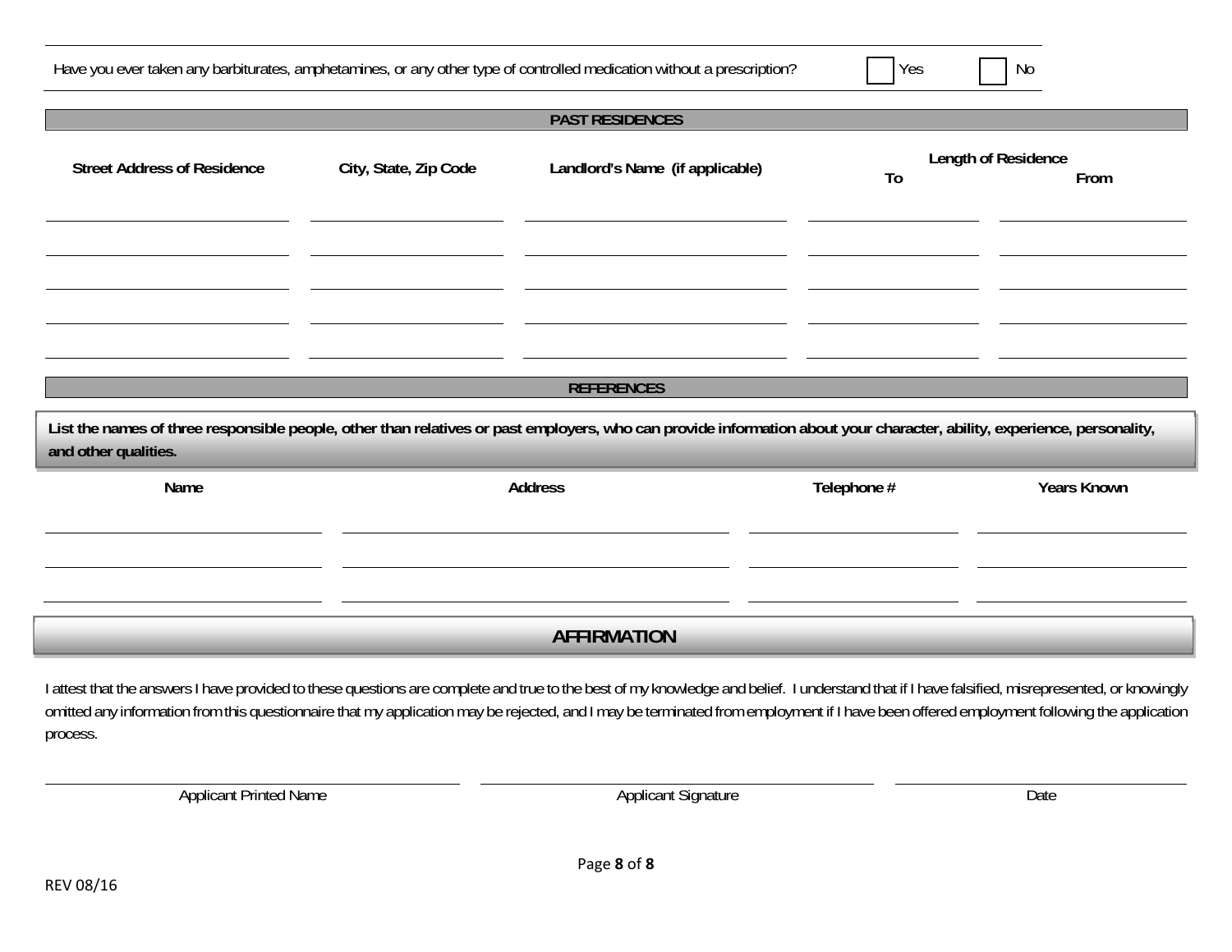Have you ever taken any barbiturates, amphetamines, or any other type of controlled medication without a prescription? ☐ Yes ☐ No

## PAST RESIDENCES

| Street Address of Residence | City, State, Zip Code | Landlord's Name (if applicable) | Length of Residence To | From |
|---|---|---|---|---|
| | | | | |
| | | | | |
| | | | | |
| | | | | |
| | | | | |

## REFERENCES

**List the names of three responsible people, other than relatives or past employers, who can provide information about your character, ability, experience, personality, and other qualities.**

| Name | Address | Telephone # | Years Known |
|---|---|---|---|
| | | | |
| | | | |
| | | | |

## AFFIRMATION

I attest that the answers I have provided to these questions are complete and true to the best of my knowledge and belief. I understand that if I have falsified, misrepresented, or knowingly omitted any information from this questionnaire that my application may be rejected, and I may be terminated from employment if I have been offered employment following the application process.

| Applicant Printed Name | Applicant Signature | Date |
|---|---|---|
| | | |

REV 08/16